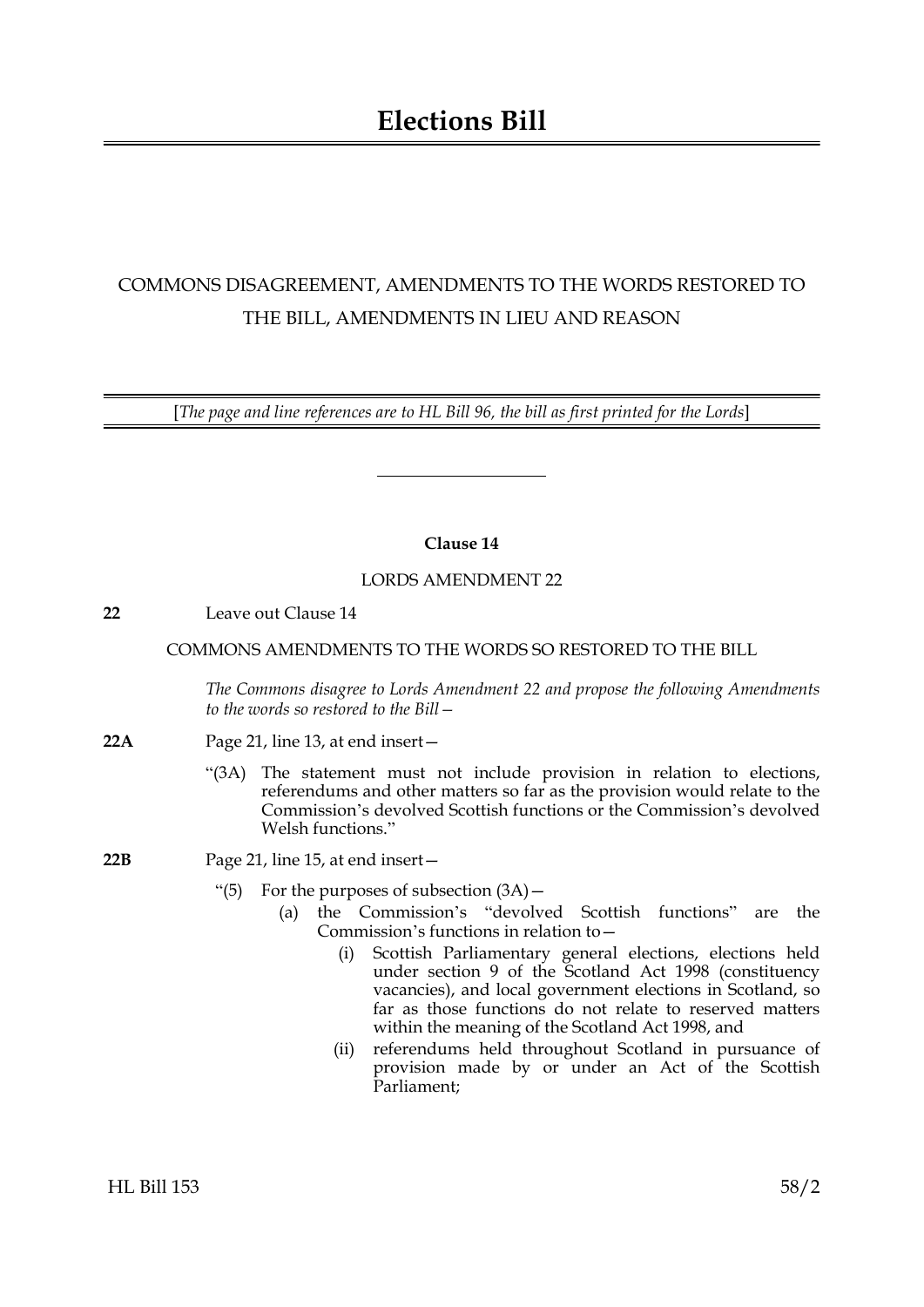# Elections Bill

COMMONS DISAGREEMENT, AMENDMENTS TO THE WORDS RESTORED TO THE BILL, AMENDMENTS IN LIEU AND REASON

[*The page and line references are to HL Bill 96, the bill as first printed for the Lords*]

---

**Clause 14**

LORDS AMENDMENT 22

**22** Leave out Clause 14

COMMONS AMENDMENTS TO THE WORDS SO RESTORED TO THE BILL

*The Commons disagree to Lords Amendment 22 and propose the following Amendments to the words so restored to the Bill—*

**22A** Page 21, line 13, at end insert—

"(3A) The statement must not include provision in relation to elections, referendums and other matters so far as the provision would relate to the Commission's devolved Scottish functions or the Commission's devolved Welsh functions."

**22B** Page 21, line 15, at end insert—

"(5) For the purposes of subsection (3A)—

(a) the Commission's "devolved Scottish functions" are the Commission's functions in relation to—

(i) Scottish Parliamentary general elections, elections held under section 9 of the Scotland Act 1998 (constituency vacancies), and local government elections in Scotland, so far as those functions do not relate to reserved matters within the meaning of the Scotland Act 1998, and

(ii) referendums held throughout Scotland in pursuance of provision made by or under an Act of the Scottish Parliament;

HL Bill 153 58/2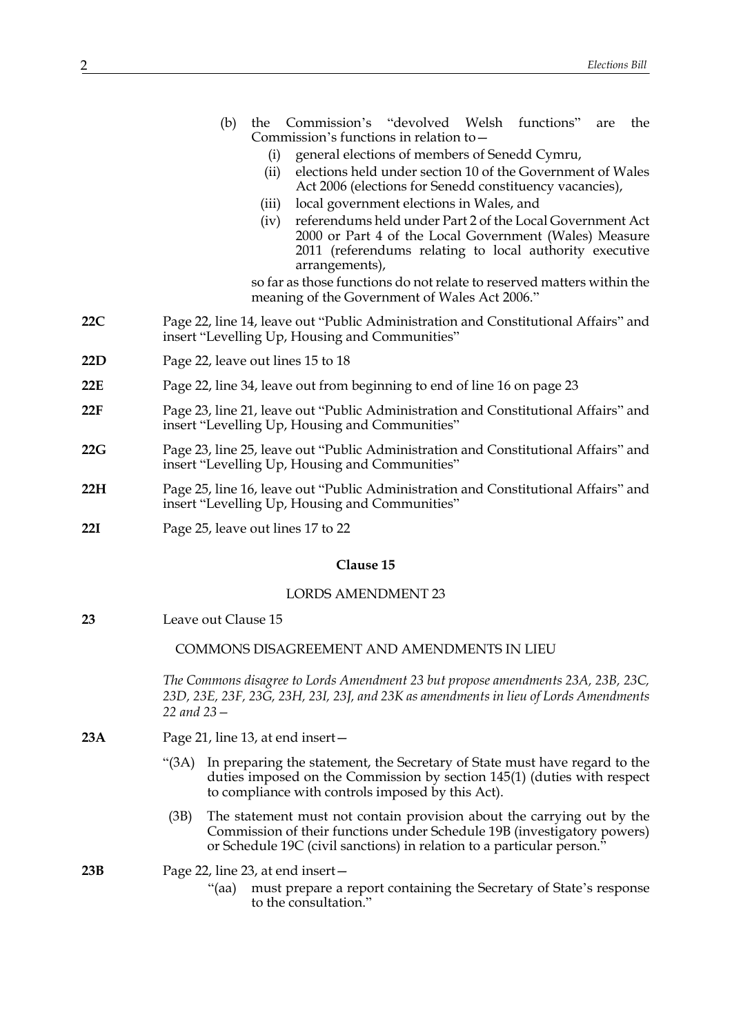(b) the Commission's "devolved Welsh functions" are the Commission's functions in relation to—

(i) general elections of members of Senedd Cymru,

(ii) elections held under section 10 of the Government of Wales Act 2006 (elections for Senedd constituency vacancies),

(iii) local government elections in Wales, and

(iv) referendums held under Part 2 of the Local Government Act 2000 or Part 4 of the Local Government (Wales) Measure 2011 (referendums relating to local authority executive arrangements),

so far as those functions do not relate to reserved matters within the meaning of the Government of Wales Act 2006."

**22C** Page 22, line 14, leave out "Public Administration and Constitutional Affairs" and insert "Levelling Up, Housing and Communities"

**22D** Page 22, leave out lines 15 to 18

**22E** Page 22, line 34, leave out from beginning to end of line 16 on page 23

**22F** Page 23, line 21, leave out "Public Administration and Constitutional Affairs" and insert "Levelling Up, Housing and Communities"

**22G** Page 23, line 25, leave out "Public Administration and Constitutional Affairs" and insert "Levelling Up, Housing and Communities"

**22H** Page 25, line 16, leave out "Public Administration and Constitutional Affairs" and insert "Levelling Up, Housing and Communities"

**22I** Page 25, leave out lines 17 to 22

### Clause 15

LORDS AMENDMENT 23

**23** Leave out Clause 15

COMMONS DISAGREEMENT AND AMENDMENTS IN LIEU

*The Commons disagree to Lords Amendment 23 but propose amendments 23A, 23B, 23C, 23D, 23E, 23F, 23G, 23H, 23I, 23J, and 23K as amendments in lieu of Lords Amendments 22 and 23—*

**23A** Page 21, line 13, at end insert—

"(3A) In preparing the statement, the Secretary of State must have regard to the duties imposed on the Commission by section 145(1) (duties with respect to compliance with controls imposed by this Act).

(3B) The statement must not contain provision about the carrying out by the Commission of their functions under Schedule 19B (investigatory powers) or Schedule 19C (civil sanctions) in relation to a particular person."

**23B** Page 22, line 23, at end insert—

"(aa) must prepare a report containing the Secretary of State's response to the consultation."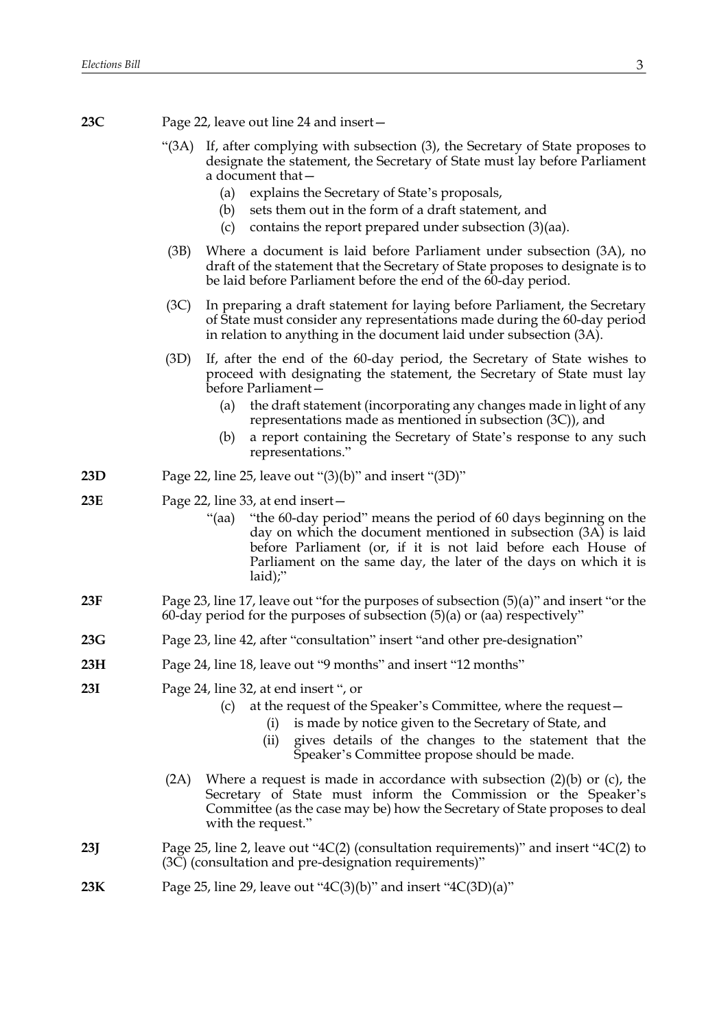**23C** Page 22, leave out line 24 and insert—

"(3A) If, after complying with subsection (3), the Secretary of State proposes to designate the statement, the Secretary of State must lay before Parliament a document that—

(a) explains the Secretary of State's proposals,

(b) sets them out in the form of a draft statement, and

(c) contains the report prepared under subsection (3)(aa).

(3B) Where a document is laid before Parliament under subsection (3A), no draft of the statement that the Secretary of State proposes to designate is to be laid before Parliament before the end of the 60-day period.

(3C) In preparing a draft statement for laying before Parliament, the Secretary of State must consider any representations made during the 60-day period in relation to anything in the document laid under subsection (3A).

(3D) If, after the end of the 60-day period, the Secretary of State wishes to proceed with designating the statement, the Secretary of State must lay before Parliament—

(a) the draft statement (incorporating any changes made in light of any representations made as mentioned in subsection (3C)), and

(b) a report containing the Secretary of State's response to any such representations."

**23D** Page 22, line 25, leave out "(3)(b)" and insert "(3D)"

**23E** Page 22, line 33, at end insert—

"(aa) "the 60-day period" means the period of 60 days beginning on the day on which the document mentioned in subsection (3A) is laid before Parliament (or, if it is not laid before each House of Parliament on the same day, the later of the days on which it is laid);"

**23F** Page 23, line 17, leave out "for the purposes of subsection (5)(a)" and insert "or the 60-day period for the purposes of subsection (5)(a) or (aa) respectively"

**23G** Page 23, line 42, after "consultation" insert "and other pre-designation"

**23H** Page 24, line 18, leave out "9 months" and insert "12 months"

**23I** Page 24, line 32, at end insert ", or

(c) at the request of the Speaker's Committee, where the request—

(i) is made by notice given to the Secretary of State, and

(ii) gives details of the changes to the statement that the Speaker's Committee propose should be made.

(2A) Where a request is made in accordance with subsection (2)(b) or (c), the Secretary of State must inform the Commission or the Speaker's Committee (as the case may be) how the Secretary of State proposes to deal with the request."

**23J** Page 25, line 2, leave out "4C(2) (consultation requirements)" and insert "4C(2) to (3C) (consultation and pre-designation requirements)"

**23K** Page 25, line 29, leave out "4C(3)(b)" and insert "4C(3D)(a)"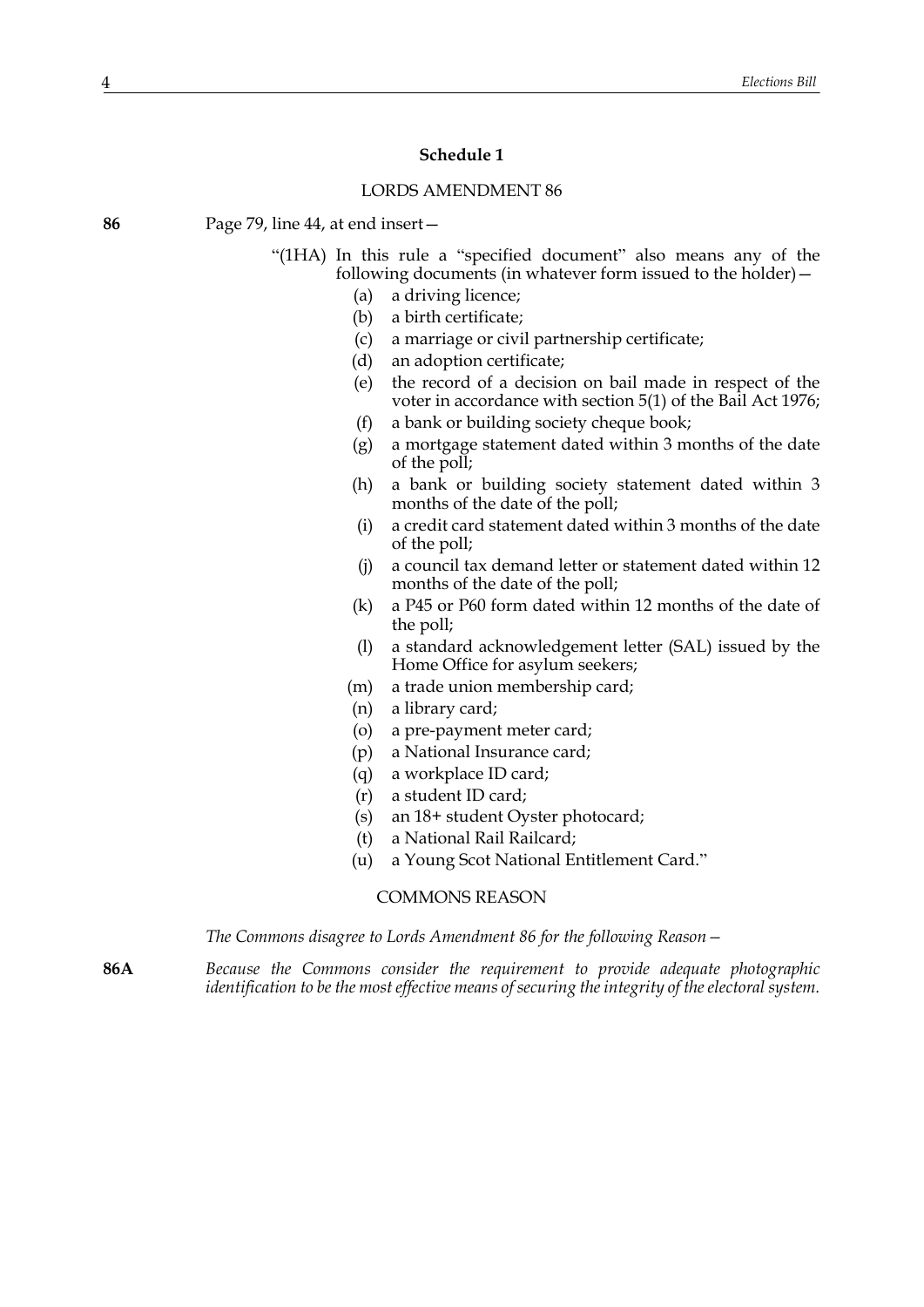### Schedule 1

LORDS AMENDMENT 86

**86** Page 79, line 44, at end insert—

"(1HA) In this rule a "specified document" also means any of the following documents (in whatever form issued to the holder)—

(a) a driving licence;

(b) a birth certificate;

(c) a marriage or civil partnership certificate;

(d) an adoption certificate;

(e) the record of a decision on bail made in respect of the voter in accordance with section 5(1) of the Bail Act 1976;

(f) a bank or building society cheque book;

(g) a mortgage statement dated within 3 months of the date of the poll;

(h) a bank or building society statement dated within 3 months of the date of the poll;

(i) a credit card statement dated within 3 months of the date of the poll;

(j) a council tax demand letter or statement dated within 12 months of the date of the poll;

(k) a P45 or P60 form dated within 12 months of the date of the poll;

(l) a standard acknowledgement letter (SAL) issued by the Home Office for asylum seekers;

(m) a trade union membership card;

(n) a library card;

(o) a pre-payment meter card;

(p) a National Insurance card;

(q) a workplace ID card;

(r) a student ID card;

(s) an 18+ student Oyster photocard;

(t) a National Rail Railcard;

(u) a Young Scot National Entitlement Card."

COMMONS REASON

*The Commons disagree to Lords Amendment 86 for the following Reason—*

**86A** *Because the Commons consider the requirement to provide adequate photographic identification to be the most effective means of securing the integrity of the electoral system.*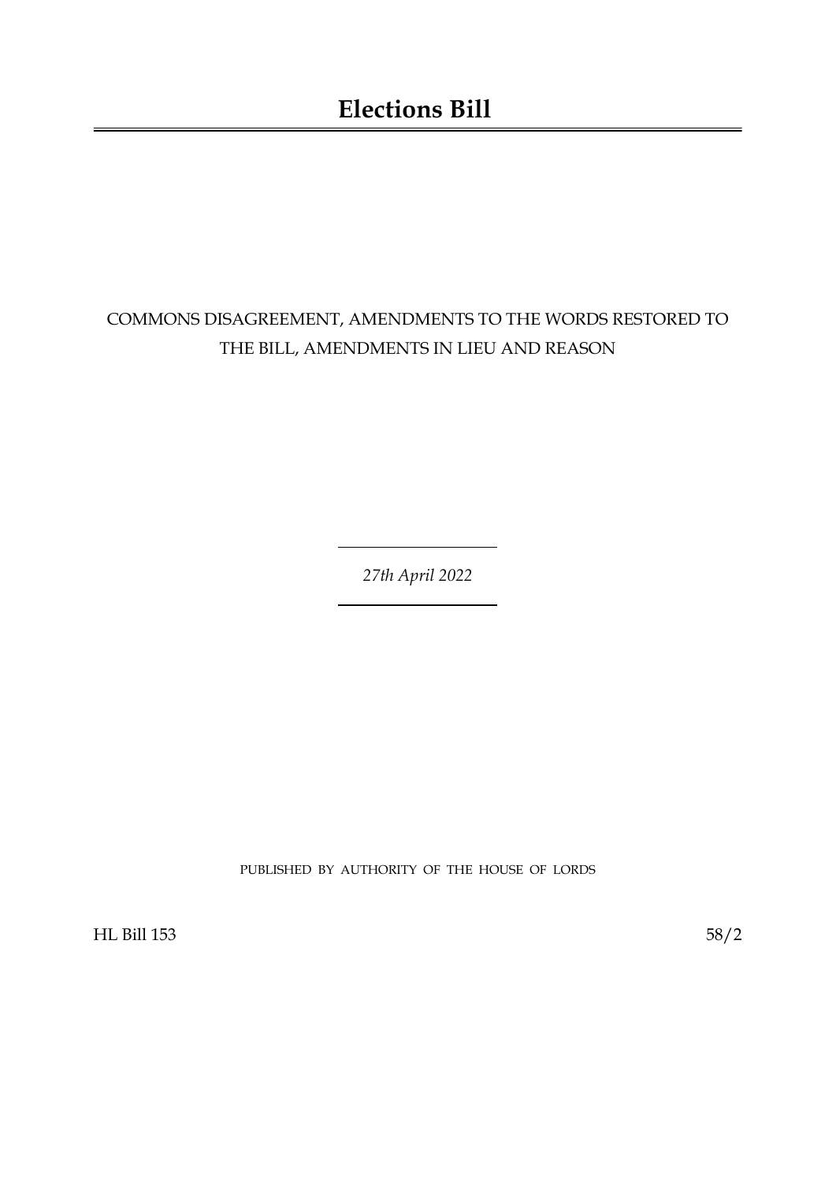# Elections Bill

COMMONS DISAGREEMENT, AMENDMENTS TO THE WORDS RESTORED TO THE BILL, AMENDMENTS IN LIEU AND REASON

*27th April 2022*

PUBLISHED BY AUTHORITY OF THE HOUSE OF LORDS

HL Bill 153 58/2